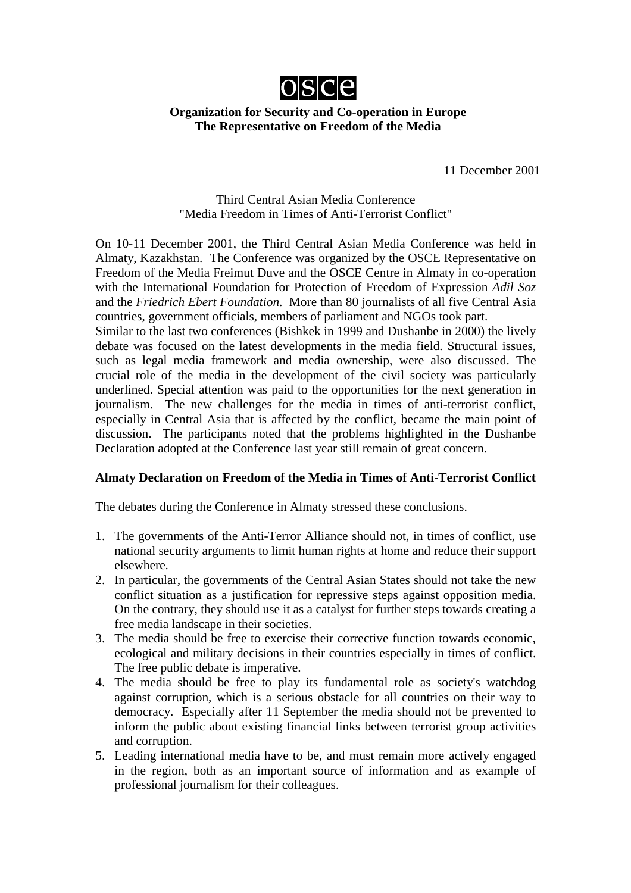**OSCE**

**Organization for Security and Co-operation in Europe**
**The Representative on Freedom of the Media**

11 December 2001

Third Central Asian Media Conference
"Media Freedom in Times of Anti-Terrorist Conflict"

On 10-11 December 2001, the Third Central Asian Media Conference was held in Almaty, Kazakhstan. The Conference was organized by the OSCE Representative on Freedom of the Media Freimut Duve and the OSCE Centre in Almaty in co-operation with the International Foundation for Protection of Freedom of Expression *Adil Soz* and the *Friedrich Ebert Foundation*. More than 80 journalists of all five Central Asia countries, government officials, members of parliament and NGOs took part.
Similar to the last two conferences (Bishkek in 1999 and Dushanbe in 2000) the lively debate was focused on the latest developments in the media field. Structural issues, such as legal media framework and media ownership, were also discussed. The crucial role of the media in the development of the civil society was particularly underlined. Special attention was paid to the opportunities for the next generation in journalism. The new challenges for the media in times of anti-terrorist conflict, especially in Central Asia that is affected by the conflict, became the main point of discussion. The participants noted that the problems highlighted in the Dushanbe Declaration adopted at the Conference last year still remain of great concern.

**Almaty Declaration on Freedom of the Media in Times of Anti-Terrorist Conflict**

The debates during the Conference in Almaty stressed these conclusions.

1. The governments of the Anti-Terror Alliance should not, in times of conflict, use national security arguments to limit human rights at home and reduce their support elsewhere.
2. In particular, the governments of the Central Asian States should not take the new conflict situation as a justification for repressive steps against opposition media. On the contrary, they should use it as a catalyst for further steps towards creating a free media landscape in their societies.
3. The media should be free to exercise their corrective function towards economic, ecological and military decisions in their countries especially in times of conflict. The free public debate is imperative.
4. The media should be free to play its fundamental role as society's watchdog against corruption, which is a serious obstacle for all countries on their way to democracy. Especially after 11 September the media should not be prevented to inform the public about existing financial links between terrorist group activities and corruption.
5. Leading international media have to be, and must remain more actively engaged in the region, both as an important source of information and as example of professional journalism for their colleagues.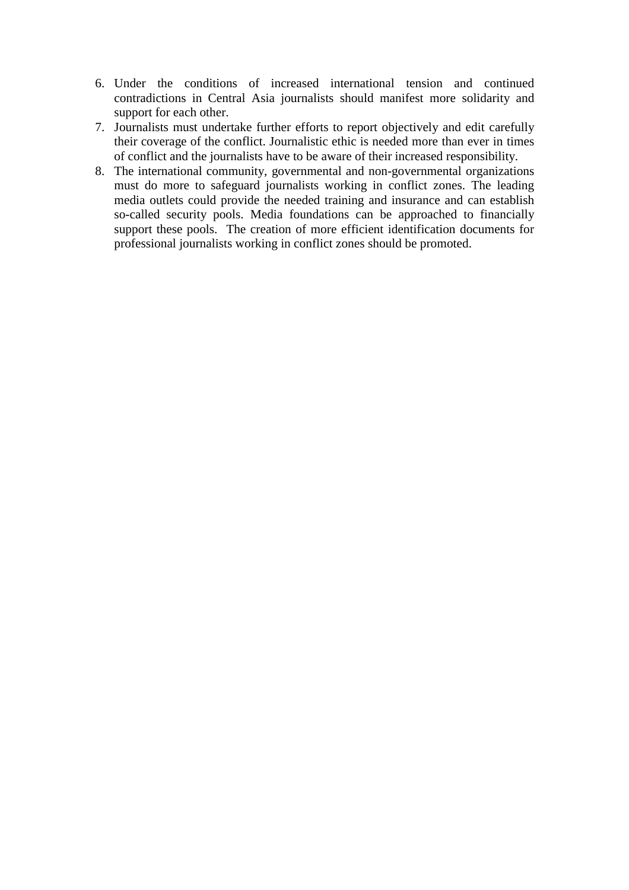6. Under the conditions of increased international tension and continued contradictions in Central Asia journalists should manifest more solidarity and support for each other.
7. Journalists must undertake further efforts to report objectively and edit carefully their coverage of the conflict. Journalistic ethic is needed more than ever in times of conflict and the journalists have to be aware of their increased responsibility.
8. The international community, governmental and non-governmental organizations must do more to safeguard journalists working in conflict zones. The leading media outlets could provide the needed training and insurance and can establish so-called security pools. Media foundations can be approached to financially support these pools. The creation of more efficient identification documents for professional journalists working in conflict zones should be promoted.